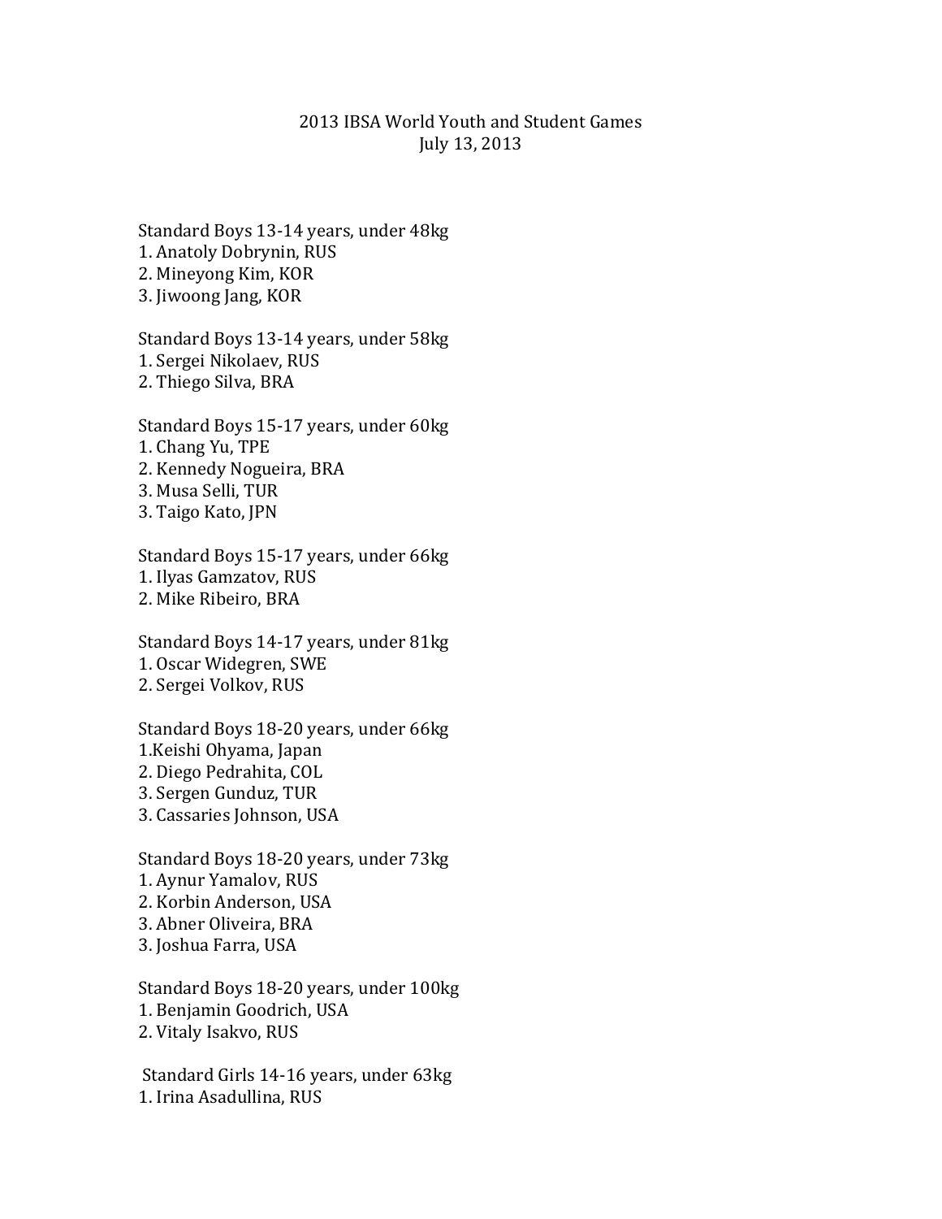# 2013 IBSA World Youth and Student Games
July 13, 2013

Standard Boys 13-14 years, under 48kg
1. Anatoly Dobrynin, RUS
2. Mineyong Kim, KOR
3. Jiwoong Jang, KOR

Standard Boys 13-14 years, under 58kg
1. Sergei Nikolaev, RUS
2. Thiego Silva, BRA

Standard Boys 15-17 years, under 60kg
1. Chang Yu, TPE
2. Kennedy Nogueira, BRA
3. Musa Selli, TUR
3. Taigo Kato, JPN

Standard Boys 15-17 years, under 66kg
1. Ilyas Gamzatov, RUS
2. Mike Ribeiro, BRA

Standard Boys 14-17 years, under 81kg
1. Oscar Widegren, SWE
2. Sergei Volkov, RUS

Standard Boys 18-20 years, under 66kg
1.Keishi Ohyama, Japan
2. Diego Pedrahita, COL
3. Sergen Gunduz, TUR
3. Cassaries Johnson, USA

Standard Boys 18-20 years, under 73kg
1. Aynur Yamalov, RUS
2. Korbin Anderson, USA
3. Abner Oliveira, BRA
3. Joshua Farra, USA

Standard Boys 18-20 years, under 100kg
1. Benjamin Goodrich, USA
2. Vitaly Isakvo, RUS

Standard Girls 14-16 years, under 63kg
1. Irina Asadullina, RUS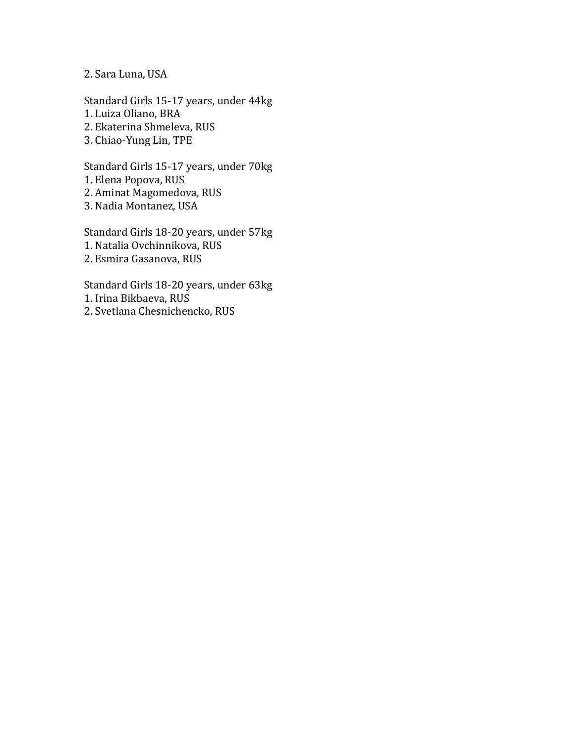2. Sara Luna, USA

Standard Girls 15-17 years, under 44kg
1. Luiza Oliano, BRA
2. Ekaterina Shmeleva, RUS
3. Chiao-Yung Lin, TPE

Standard Girls 15-17 years, under 70kg
1. Elena Popova, RUS
2. Aminat Magomedova, RUS
3. Nadia Montanez, USA

Standard Girls 18-20 years, under 57kg
1. Natalia Ovchinnikova, RUS
2. Esmira Gasanova, RUS

Standard Girls 18-20 years, under 63kg
1. Irina Bikbaeva, RUS
2. Svetlana Chesnichencko, RUS